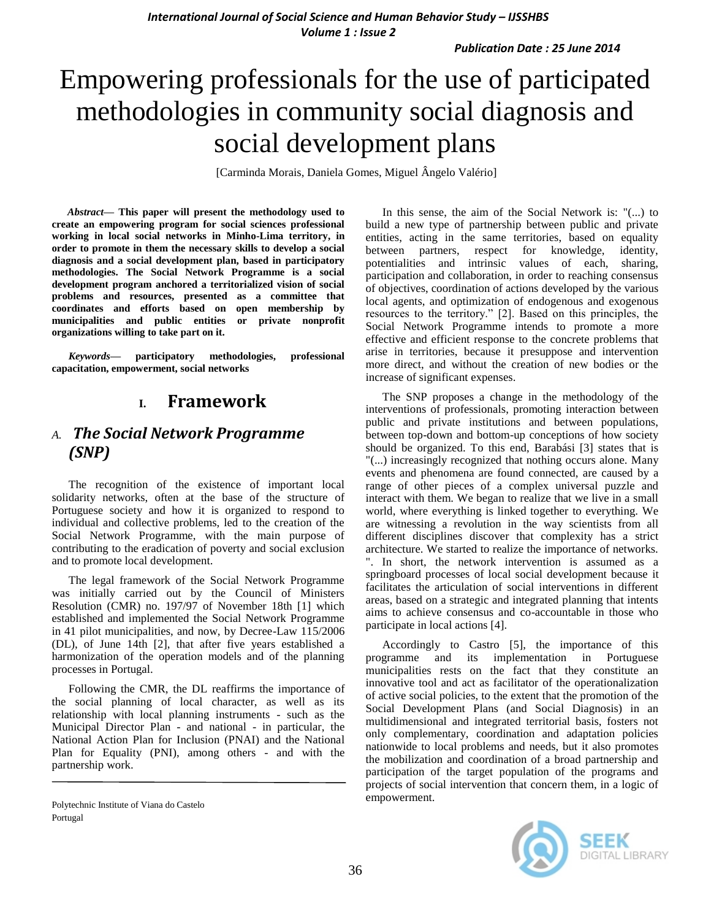# Empowering professionals for the use of participated methodologies in community social diagnosis and social development plans

[Carminda Morais, Daniela Gomes, Miguel Ângelo Valério]

***Abstract*— This paper will present the methodology used to create an empowering program for social sciences professional working in local social networks in Minho-Lima territory, in order to promote in them the necessary skills to develop a social diagnosis and a social development plan, based in participatory methodologies. The Social Network Programme is a social development program anchored a territorialized vision of social problems and resources, presented as a committee that coordinates and efforts based on open membership by municipalities and public entities or private nonprofit organizations willing to take part on it.**

***Keywords*— participatory methodologies, professional capacitation, empowerment, social networks**

## I. Framework

### *A. The Social Network Programme (SNP)*

The recognition of the existence of important local solidarity networks, often at the base of the structure of Portuguese society and how it is organized to respond to individual and collective problems, led to the creation of the Social Network Programme, with the main purpose of contributing to the eradication of poverty and social exclusion and to promote local development.

The legal framework of the Social Network Programme was initially carried out by the Council of Ministers Resolution (CMR) no. 197/97 of November 18th [1] which established and implemented the Social Network Programme in 41 pilot municipalities, and now, by Decree-Law 115/2006 (DL), of June 14th [2], that after five years established a harmonization of the operation models and of the planning processes in Portugal.

Following the CMR, the DL reaffirms the importance of the social planning of local character, as well as its relationship with local planning instruments - such as the Municipal Director Plan - and national - in particular, the National Action Plan for Inclusion (PNAI) and the National Plan for Equality (PNI), among others - and with the partnership work.

Polytechnic Institute of Viana do Castelo
Portugal

In this sense, the aim of the Social Network is: "(...) to build a new type of partnership between public and private entities, acting in the same territories, based on equality between partners, respect for knowledge, identity, potentialities and intrinsic values of each, sharing, participation and collaboration, in order to reaching consensus of objectives, coordination of actions developed by the various local agents, and optimization of endogenous and exogenous resources to the territory." [2]. Based on this principles, the Social Network Programme intends to promote a more effective and efficient response to the concrete problems that arise in territories, because it presuppose and intervention more direct, and without the creation of new bodies or the increase of significant expenses.

The SNP proposes a change in the methodology of the interventions of professionals, promoting interaction between public and private institutions and between populations, between top-down and bottom-up conceptions of how society should be organized. To this end, Barabási [3] states that is "(...) increasingly recognized that nothing occurs alone. Many events and phenomena are found connected, are caused by a range of other pieces of a complex universal puzzle and interact with them. We began to realize that we live in a small world, where everything is linked together to everything. We are witnessing a revolution in the way scientists from all different disciplines discover that complexity has a strict architecture. We started to realize the importance of networks. ". In short, the network intervention is assumed as a springboard processes of local social development because it facilitates the articulation of social interventions in different areas, based on a strategic and integrated planning that intents aims to achieve consensus and co-accountable in those who participate in local actions [4].

Accordingly to Castro [5], the importance of this programme and its implementation in Portuguese municipalities rests on the fact that they constitute an innovative tool and act as facilitator of the operationalization of active social policies, to the extent that the promotion of the Social Development Plans (and Social Diagnosis) in an multidimensional and integrated territorial basis, fosters not only complementary, coordination and adaptation policies nationwide to local problems and needs, but it also promotes the mobilization and coordination of a broad partnership and participation of the target population of the programs and projects of social intervention that concern them, in a logic of empowerment.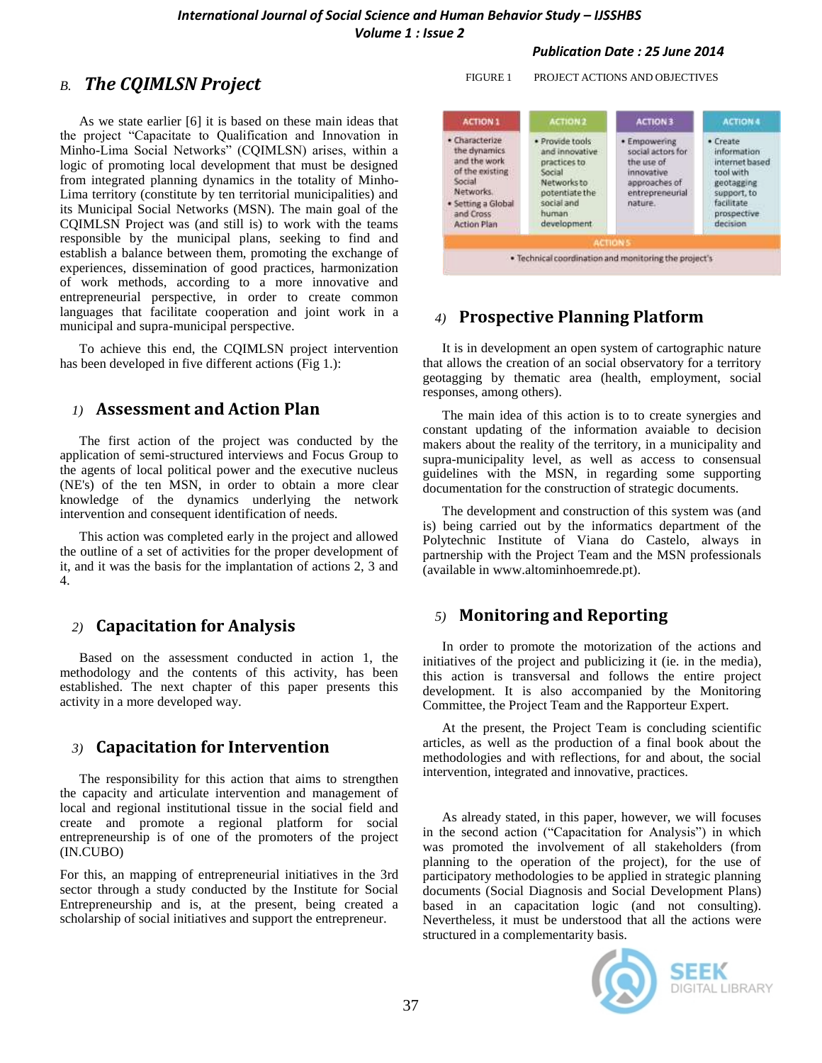## B. *The CQIMLSN Project*

As we state earlier [6] it is based on these main ideas that the project "Capacitate to Qualification and Innovation in Minho-Lima Social Networks" (CQIMLSN) arises, within a logic of promoting local development that must be designed from integrated planning dynamics in the totality of Minho-Lima territory (constitute by ten territorial municipalities) and its Municipal Social Networks (MSN). The main goal of the CQIMLSN Project was (and still is) to work with the teams responsible by the municipal plans, seeking to find and establish a balance between them, promoting the exchange of experiences, dissemination of good practices, harmonization of work methods, according to a more innovative and entrepreneurial perspective, in order to create common languages that facilitate cooperation and joint work in a municipal and supra-municipal perspective.

To achieve this end, the CQIMLSN project intervention has been developed in five different actions (Fig 1.):

### 1) Assessment and Action Plan

The first action of the project was conducted by the application of semi-structured interviews and Focus Group to the agents of local political power and the executive nucleus (NE's) of the ten MSN, in order to obtain a more clear knowledge of the dynamics underlying the network intervention and consequent identification of needs.

This action was completed early in the project and allowed the outline of a set of activities for the proper development of it, and it was the basis for the implantation of actions 2, 3 and 4.

### 2) Capacitation for Analysis

Based on the assessment conducted in action 1, the methodology and the contents of this activity, has been established. The next chapter of this paper presents this activity in a more developed way.

### 3) Capacitation for Intervention

The responsibility for this action that aims to strengthen the capacity and articulate intervention and management of local and regional institutional tissue in the social field and create and promote a regional platform for social entrepreneurship is of one of the promoters of the project (IN.CUBO)

For this, an mapping of entrepreneurial initiatives in the 3rd sector through a study conducted by the Institute for Social Entrepreneurship and is, at the present, being created a scholarship of social initiatives and support the entrepreneur.

FIGURE 1 PROJECT ACTIONS AND OBJECTIVES

| ACTION 1 | ACTION 2 | ACTION 3 | ACTION 4 |
|---|---|---|---|
| • Characterize the dynamics and the work of the existing Social Networks. • Setting a Global and Cross Action Plan | • Provide tools and innovative practices to Social Networks to potentiate the social and human development | • Empowering social actors for the use of innovative approaches of entrepreneurial nature. | • Create information internet based tool with geotagging support, to facilitate prospective decision |
| ACTION 5 | | | |
| • Technical coordination and monitoring the project's | | | |

### 4) Prospective Planning Platform

It is in development an open system of cartographic nature that allows the creation of an social observatory for a territory geotagging by thematic area (health, employment, social responses, among others).

The main idea of this action is to to create synergies and constant updating of the information avaiable to decision makers about the reality of the territory, in a municipality and supra-municipality level, as well as access to consensual guidelines with the MSN, in regarding some supporting documentation for the construction of strategic documents.

The development and construction of this system was (and is) being carried out by the informatics department of the Polytechnic Institute of Viana do Castelo, always in partnership with the Project Team and the MSN professionals (available in www.altominhoemrede.pt).

### 5) Monitoring and Reporting

In order to promote the motorization of the actions and initiatives of the project and publicizing it (ie. in the media), this action is transversal and follows the entire project development. It is also accompanied by the Monitoring Committee, the Project Team and the Rapporteur Expert.

At the present, the Project Team is concluding scientific articles, as well as the production of a final book about the methodologies and with reflections, for and about, the social intervention, integrated and innovative, practices.

As already stated, in this paper, however, we will focuses in the second action ("Capacitation for Analysis") in which was promoted the involvement of all stakeholders (from planning to the operation of the project), for the use of participatory methodologies to be applied in strategic planning documents (Social Diagnosis and Social Development Plans) based in an capacitation logic (and not consulting). Nevertheless, it must be understood that all the actions were structured in a complementarity basis.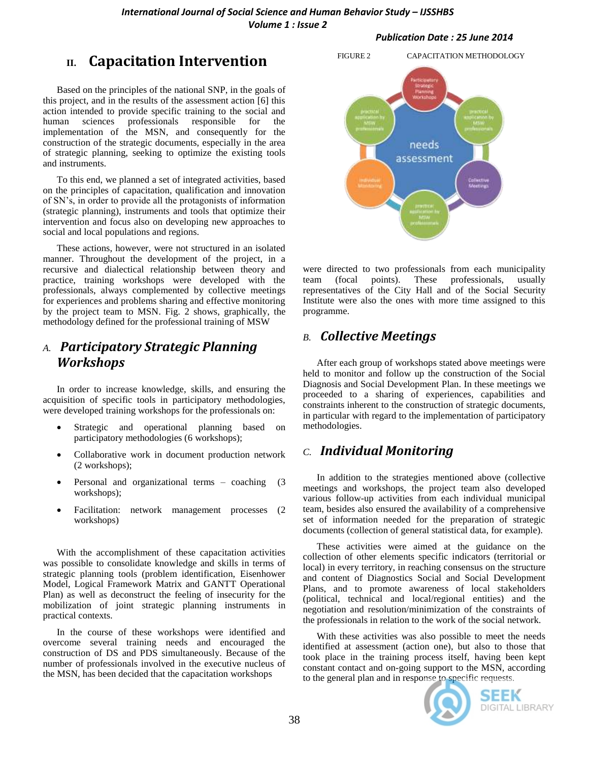## II. Capacitation Intervention

Based on the principles of the national SNP, in the goals of this project, and in the results of the assessment action [6] this action intended to provide specific training to the social and human sciences professionals responsible for the implementation of the MSN, and consequently for the construction of the strategic documents, especially in the area of strategic planning, seeking to optimize the existing tools and instruments.

To this end, we planned a set of integrated activities, based on the principles of capacitation, qualification and innovation of SN's, in order to provide all the protagonists of information (strategic planning), instruments and tools that optimize their intervention and focus also on developing new approaches to social and local populations and regions.

These actions, however, were not structured in an isolated manner. Throughout the development of the project, in a recursive and dialectical relationship between theory and practice, training workshops were developed with the professionals, always complemented by collective meetings for experiences and problems sharing and effective monitoring by the project team to MSN. Fig. 2 shows, graphically, the methodology defined for the professional training of MSW

FIGURE 2 CAPACITATION METHODOLOGY

Participatory Strategic Planning Workshops

practical application by MSW professionals

Collective Meetings

practical application by MSW professionals

Individual Monitoring

practical application by MSW professionals

needs assessment

### A. *Participatory Strategic Planning Workshops*

In order to increase knowledge, skills, and ensuring the acquisition of specific tools in participatory methodologies, were developed training workshops for the professionals on:

- Strategic and operational planning based on participatory methodologies (6 workshops);
- Collaborative work in document production network (2 workshops);
- Personal and organizational terms – coaching (3 workshops);
- Facilitation: network management processes (2 workshops)

With the accomplishment of these capacitation activities was possible to consolidate knowledge and skills in terms of strategic planning tools (problem identification, Eisenhower Model, Logical Framework Matrix and GANTT Operational Plan) as well as deconstruct the feeling of insecurity for the mobilization of joint strategic planning instruments in practical contexts.

In the course of these workshops were identified and overcome several training needs and encouraged the construction of DS and PDS simultaneously. Because of the number of professionals involved in the executive nucleus of the MSN, has been decided that the capacitation workshops were directed to two professionals from each municipality team (focal points). These professionals, usually representatives of the City Hall and of the Social Security Institute were also the ones with more time assigned to this programme.

### B. *Collective Meetings*

After each group of workshops stated above meetings were held to monitor and follow up the construction of the Social Diagnosis and Social Development Plan. In these meetings we proceeded to a sharing of experiences, capabilities and constraints inherent to the construction of strategic documents, in particular with regard to the implementation of participatory methodologies.

### C. *Individual Monitoring*

In addition to the strategies mentioned above (collective meetings and workshops, the project team also developed various follow-up activities from each individual municipal team, besides also ensured the availability of a comprehensive set of information needed for the preparation of strategic documents (collection of general statistical data, for example).

These activities were aimed at the guidance on the collection of other elements specific indicators (territorial or local) in every territory, in reaching consensus on the structure and content of Diagnostics Social and Social Development Plans, and to promote awareness of local stakeholders (political, technical and local/regional entities) and the negotiation and resolution/minimization of the constraints of the professionals in relation to the work of the social network.

With these activities was also possible to meet the needs identified at assessment (action one), but also to those that took place in the training process itself, having been kept constant contact and on-going support to the MSN, according to the general plan and in response to specific requests.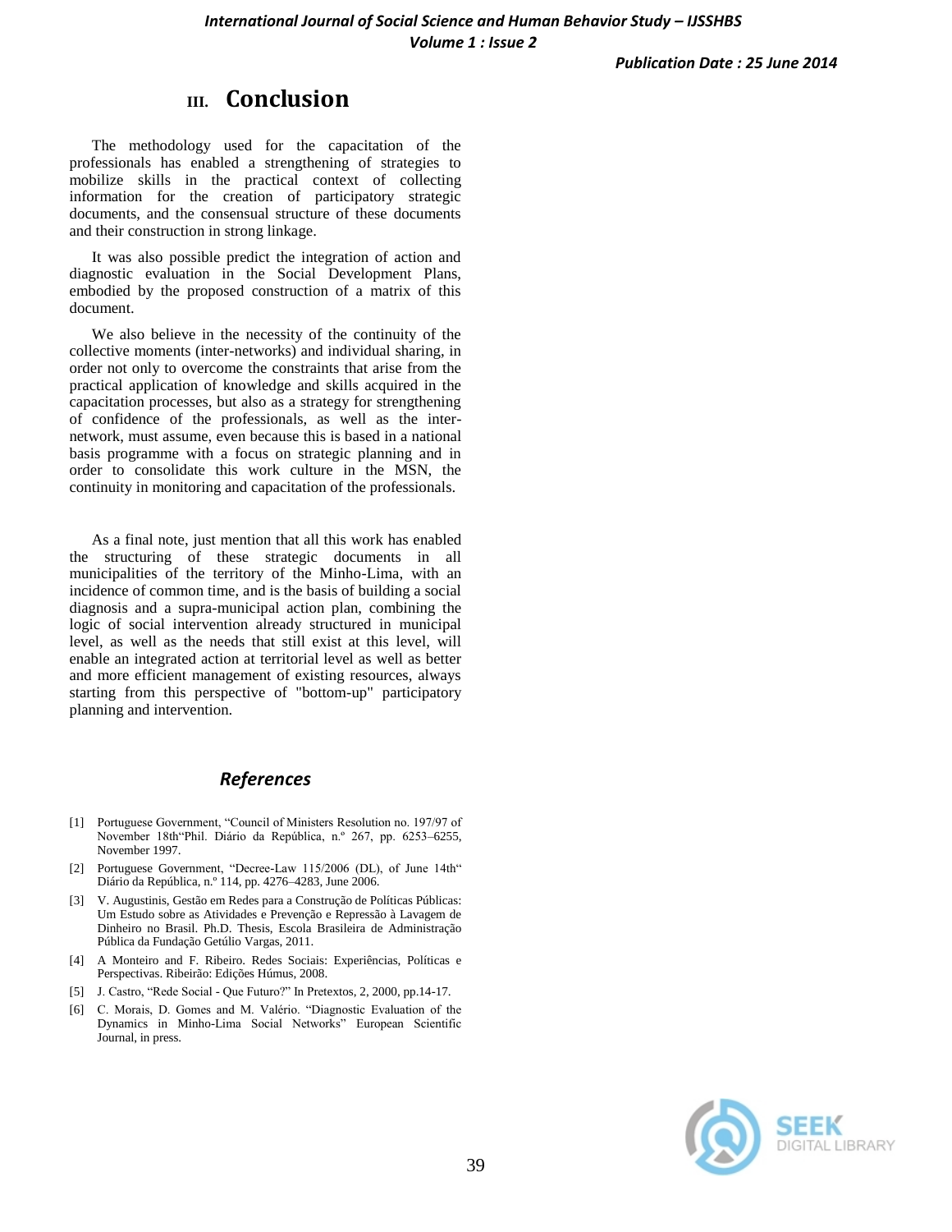## III. Conclusion

The methodology used for the capacitation of the professionals has enabled a strengthening of strategies to mobilize skills in the practical context of collecting information for the creation of participatory strategic documents, and the consensual structure of these documents and their construction in strong linkage.

It was also possible predict the integration of action and diagnostic evaluation in the Social Development Plans, embodied by the proposed construction of a matrix of this document.

We also believe in the necessity of the continuity of the collective moments (inter-networks) and individual sharing, in order not only to overcome the constraints that arise from the practical application of knowledge and skills acquired in the capacitation processes, but also as a strategy for strengthening of confidence of the professionals, as well as the inter-network, must assume, even because this is based in a national basis programme with a focus on strategic planning and in order to consolidate this work culture in the MSN, the continuity in monitoring and capacitation of the professionals.

As a final note, just mention that all this work has enabled the structuring of these strategic documents in all municipalities of the territory of the Minho-Lima, with an incidence of common time, and is the basis of building a social diagnosis and a supra-municipal action plan, combining the logic of social intervention already structured in municipal level, as well as the needs that still exist at this level, will enable an integrated action at territorial level as well as better and more efficient management of existing resources, always starting from this perspective of "bottom-up" participatory planning and intervention.

## *References*

[1] Portuguese Government, “Council of Ministers Resolution no. 197/97 of November 18th“Phil. Diário da República, n.º 267, pp. 6253–6255, November 1997.

[2] Portuguese Government, “Decree-Law 115/2006 (DL), of June 14th“ Diário da República, n.º 114, pp. 4276–4283, June 2006.

[3] V. Augustinis, Gestão em Redes para a Construção de Políticas Públicas: Um Estudo sobre as Atividades e Prevenção e Repressão à Lavagem de Dinheiro no Brasil. Ph.D. Thesis, Escola Brasileira de Administração Pública da Fundação Getúlio Vargas, 2011.

[4] A Monteiro and F. Ribeiro. Redes Sociais: Experiências, Políticas e Perspectivas. Ribeirão: Edições Húmus, 2008.

[5] J. Castro, “Rede Social - Que Futuro?” In Pretextos, 2, 2000, pp.14-17.

[6] C. Morais, D. Gomes and M. Valério. “Diagnostic Evaluation of the Dynamics in Minho-Lima Social Networks” European Scientific Journal, in press.